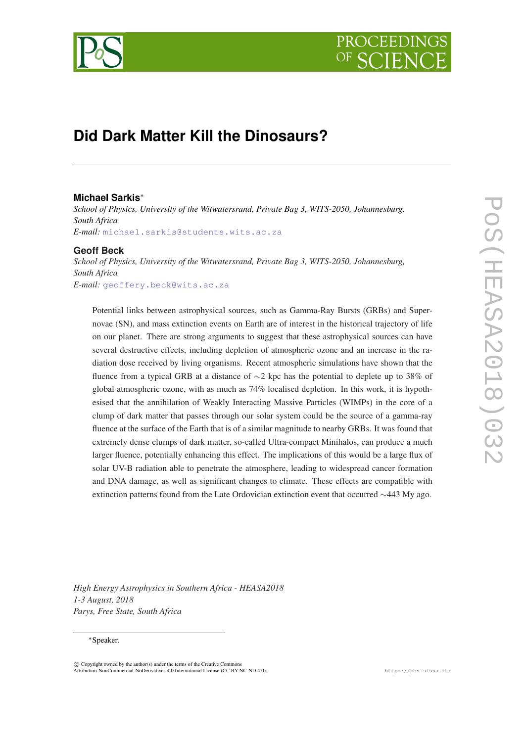# Did Dark Matter Kill the Dinosaurs?

**Michael Sarkis***

*School of Physics, University of the Witwatersrand, Private Bag 3, WITS-2050, Johannesburg, South Africa*

*E-mail:* michael.sarkis@students.wits.ac.za

**Geoff Beck**

*School of Physics, University of the Witwatersrand, Private Bag 3, WITS-2050, Johannesburg, South Africa*

*E-mail:* geoffery.beck@wits.ac.za

Potential links between astrophysical sources, such as Gamma-Ray Bursts (GRBs) and Supernovae (SN), and mass extinction events on Earth are of interest in the historical trajectory of life on our planet. There are strong arguments to suggest that these astrophysical sources can have several destructive effects, including depletion of atmospheric ozone and an increase in the radiation dose received by living organisms. Recent atmospheric simulations have shown that the fluence from a typical GRB at a distance of $\sim$2 kpc has the potential to deplete up to 38% of global atmospheric ozone, with as much as 74% localised depletion. In this work, it is hypothesised that the annihilation of Weakly Interacting Massive Particles (WIMPs) in the core of a clump of dark matter that passes through our solar system could be the source of a gamma-ray fluence at the surface of the Earth that is of a similar magnitude to nearby GRBs. It was found that extremely dense clumps of dark matter, so-called Ultra-compact Minihalos, can produce a much larger fluence, potentially enhancing this effect. The implications of this would be a large flux of solar UV-B radiation able to penetrate the atmosphere, leading to widespread cancer formation and DNA damage, as well as significant changes to climate. These effects are compatible with extinction patterns found from the Late Ordovician extinction event that occurred $\sim$443 My ago.

*High Energy Astrophysics in Southern Africa - HEASA2018*
*1-3 August, 2018*
*Parys, Free State, South Africa*

*Speaker.

© Copyright owned by the author(s) under the terms of the Creative Commons Attribution-NonCommercial-NoDerivatives 4.0 International License (CC BY-NC-ND 4.0).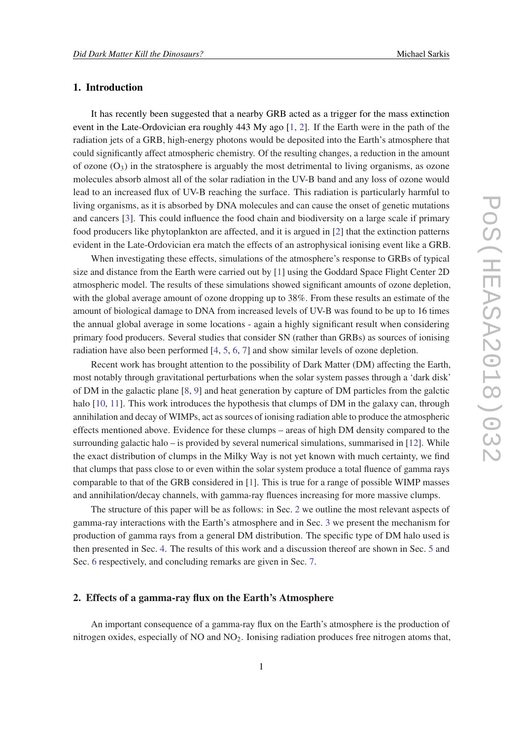## 1. Introduction

It has recently been suggested that a nearby GRB acted as a trigger for the mass extinction event in the Late-Ordovician era roughly 443 My ago [1, 2]. If the Earth were in the path of the radiation jets of a GRB, high-energy photons would be deposited into the Earth's atmosphere that could significantly affect atmospheric chemistry. Of the resulting changes, a reduction in the amount of ozone ($O_3$) in the stratosphere is arguably the most detrimental to living organisms, as ozone molecules absorb almost all of the solar radiation in the UV-B band and any loss of ozone would lead to an increased flux of UV-B reaching the surface. This radiation is particularly harmful to living organisms, as it is absorbed by DNA molecules and can cause the onset of genetic mutations and cancers [3]. This could influence the food chain and biodiversity on a large scale if primary food producers like phytoplankton are affected, and it is argued in [2] that the extinction patterns evident in the Late-Ordovician era match the effects of an astrophysical ionising event like a GRB.

When investigating these effects, simulations of the atmosphere's response to GRBs of typical size and distance from the Earth were carried out by [1] using the Goddard Space Flight Center 2D atmospheric model. The results of these simulations showed significant amounts of ozone depletion, with the global average amount of ozone dropping up to 38%. From these results an estimate of the amount of biological damage to DNA from increased levels of UV-B was found to be up to 16 times the annual global average in some locations - again a highly significant result when considering primary food producers. Several studies that consider SN (rather than GRBs) as sources of ionising radiation have also been performed [4, 5, 6, 7] and show similar levels of ozone depletion.

Recent work has brought attention to the possibility of Dark Matter (DM) affecting the Earth, most notably through gravitational perturbations when the solar system passes through a 'dark disk' of DM in the galactic plane [8, 9] and heat generation by capture of DM particles from the galctic halo [10, 11]. This work introduces the hypothesis that clumps of DM in the galaxy can, through annihilation and decay of WIMPs, act as sources of ionising radiation able to produce the atmospheric effects mentioned above. Evidence for these clumps – areas of high DM density compared to the surrounding galactic halo – is provided by several numerical simulations, summarised in [12]. While the exact distribution of clumps in the Milky Way is not yet known with much certainty, we find that clumps that pass close to or even within the solar system produce a total fluence of gamma rays comparable to that of the GRB considered in [1]. This is true for a range of possible WIMP masses and annihilation/decay channels, with gamma-ray fluences increasing for more massive clumps.

The structure of this paper will be as follows: in Sec. 2 we outline the most relevant aspects of gamma-ray interactions with the Earth's atmosphere and in Sec. 3 we present the mechanism for production of gamma rays from a general DM distribution. The specific type of DM halo used is then presented in Sec. 4. The results of this work and a discussion thereof are shown in Sec. 5 and Sec. 6 respectively, and concluding remarks are given in Sec. 7.

## 2. Effects of a gamma-ray flux on the Earth's Atmosphere

An important consequence of a gamma-ray flux on the Earth's atmosphere is the production of nitrogen oxides, especially of NO and $NO_2$. Ionising radiation produces free nitrogen atoms that,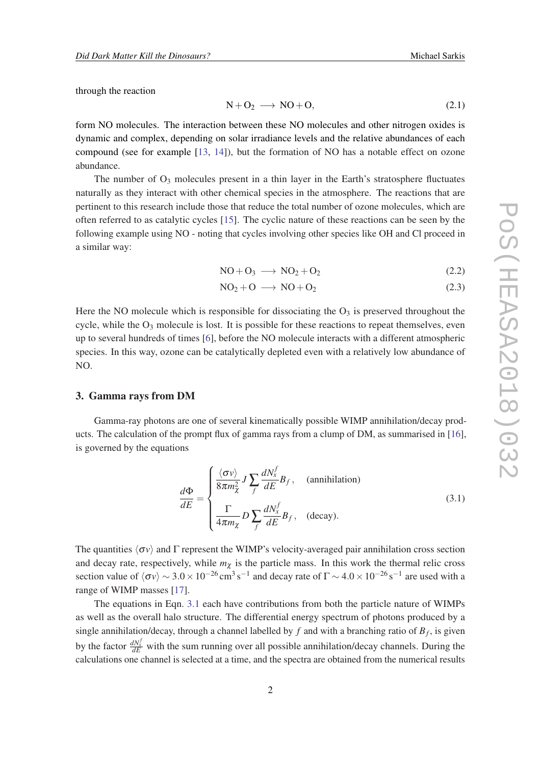through the reaction

$$\mathrm{N} + \mathrm{O_2} \longrightarrow \mathrm{NO} + \mathrm{O}, \tag{2.1}$$

form NO molecules. The interaction between these NO molecules and other nitrogen oxides is dynamic and complex, depending on solar irradiance levels and the relative abundances of each compound (see for example [13, 14]), but the formation of NO has a notable effect on ozone abundance.

The number of $O_3$ molecules present in a thin layer in the Earth's stratosphere fluctuates naturally as they interact with other chemical species in the atmosphere. The reactions that are pertinent to this research include those that reduce the total number of ozone molecules, which are often referred to as catalytic cycles [15]. The cyclic nature of these reactions can be seen by the following example using NO - noting that cycles involving other species like OH and Cl proceed in a similar way:

$$\mathrm{NO} + \mathrm{O_3} \longrightarrow \mathrm{NO_2} + \mathrm{O_2} \tag{2.2}$$

$$\mathrm{NO_2} + \mathrm{O} \longrightarrow \mathrm{NO} + \mathrm{O_2} \tag{2.3}$$

Here the NO molecule which is responsible for dissociating the $O_3$ is preserved throughout the cycle, while the $O_3$ molecule is lost. It is possible for these reactions to repeat themselves, even up to several hundreds of times [6], before the NO molecule interacts with a different atmospheric species. In this way, ozone can be catalytically depleted even with a relatively low abundance of NO.

## 3. Gamma rays from DM

Gamma-ray photons are one of several kinematically possible WIMP annihilation/decay products. The calculation of the prompt flux of gamma rays from a clump of DM, as summarised in [16], is governed by the equations

$$\frac{d\Phi}{dE} = \begin{cases} \dfrac{\langle \sigma v \rangle}{8\pi m_\chi^2} J \displaystyle\sum_f \frac{dN_x^f}{dE} B_f \,, & \text{(annihilation)} \\[2ex] \dfrac{\Gamma}{4\pi m_\chi} D \displaystyle\sum_f \frac{dN_x^f}{dE} B_f \,, & \text{(decay).} \end{cases} \tag{3.1}$$

The quantities $\langle \sigma v \rangle$ and $\Gamma$ represent the WIMP's velocity-averaged pair annihilation cross section and decay rate, respectively, while $m_\chi$ is the particle mass. In this work the thermal relic cross section value of $\langle \sigma v \rangle \sim 3.0 \times 10^{-26}\,\mathrm{cm^3\,s^{-1}}$ and decay rate of $\Gamma \sim 4.0 \times 10^{-26}\,\mathrm{s^{-1}}$ are used with a range of WIMP masses [17].

The equations in Eqn. 3.1 each have contributions from both the particle nature of WIMPs as well as the overall halo structure. The differential energy spectrum of photons produced by a single annihilation/decay, through a channel labelled by $f$ and with a branching ratio of $B_f$, is given by the factor $\frac{dN_x^f}{dE}$ with the sum running over all possible annihilation/decay channels. During the calculations one channel is selected at a time, and the spectra are obtained from the numerical results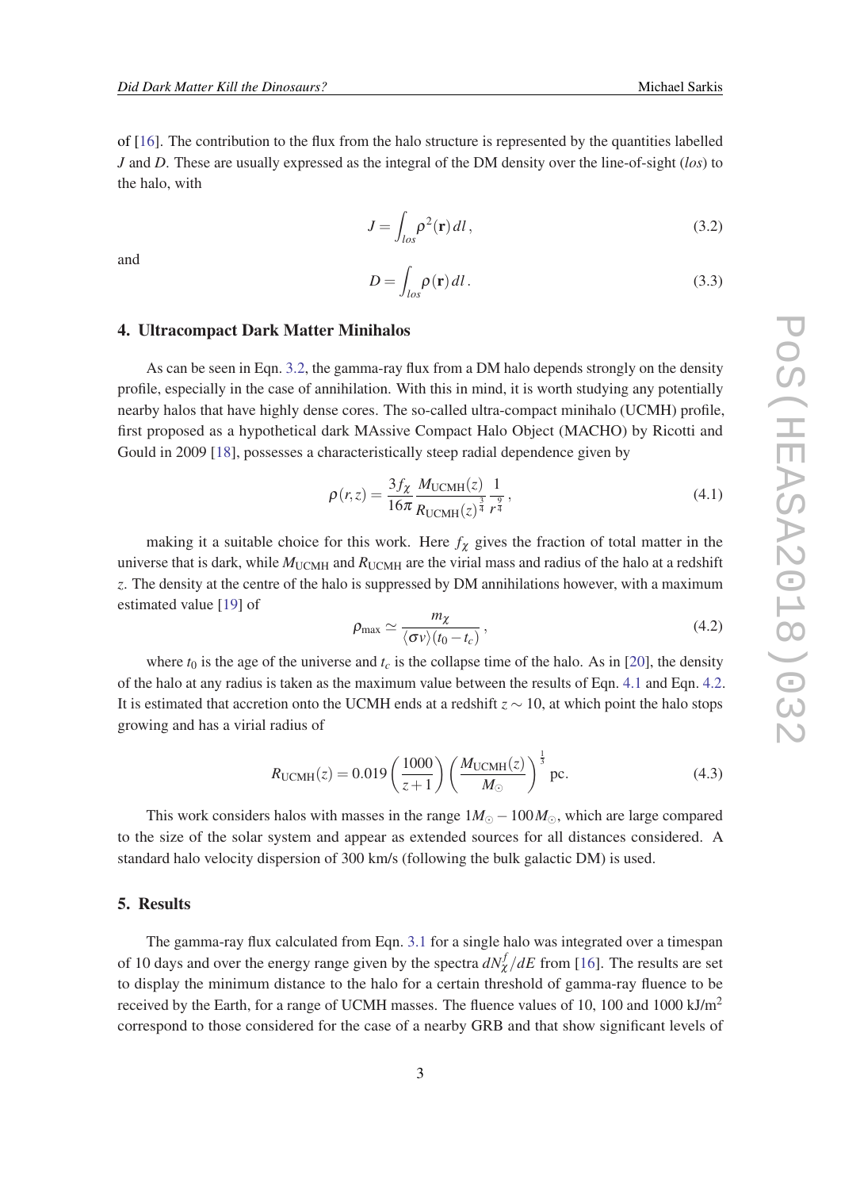of [16]. The contribution to the flux from the halo structure is represented by the quantities labelled $J$ and $D$. These are usually expressed as the integral of the DM density over the line-of-sight (*los*) to the halo, with

$$J = \int_{los} \rho^2(\mathbf{r})\, dl\,, \tag{3.2}$$

and

$$D = \int_{los} \rho(\mathbf{r})\, dl\,. \tag{3.3}$$

## 4. Ultracompact Dark Matter Minihalos

As can be seen in Eqn. 3.2, the gamma-ray flux from a DM halo depends strongly on the density profile, especially in the case of annihilation. With this in mind, it is worth studying any potentially nearby halos that have highly dense cores. The so-called ultra-compact minihalo (UCMH) profile, first proposed as a hypothetical dark MAssive Compact Halo Object (MACHO) by Ricotti and Gould in 2009 [18], possesses a characteristically steep radial dependence given by

$$\rho(r,z) = \frac{3 f_\chi}{16\pi} \frac{M_{\mathrm{UCMH}}(z)}{R_{\mathrm{UCMH}}(z)^{\frac{3}{4}}} \frac{1}{r^{\frac{9}{4}}}\,, \tag{4.1}$$

making it a suitable choice for this work. Here $f_\chi$ gives the fraction of total matter in the universe that is dark, while $M_{\mathrm{UCMH}}$ and $R_{\mathrm{UCMH}}$ are the virial mass and radius of the halo at a redshift $z$. The density at the centre of the halo is suppressed by DM annihilations however, with a maximum estimated value [19] of

$$\rho_{\max} \simeq \frac{m_\chi}{\langle \sigma v \rangle (t_0 - t_c)}\,, \tag{4.2}$$

where $t_0$ is the age of the universe and $t_c$ is the collapse time of the halo. As in [20], the density of the halo at any radius is taken as the maximum value between the results of Eqn. 4.1 and Eqn. 4.2. It is estimated that accretion onto the UCMH ends at a redshift $z \sim 10$, at which point the halo stops growing and has a virial radius of

$$R_{\mathrm{UCMH}}(z) = 0.019 \left(\frac{1000}{z+1}\right) \left(\frac{M_{\mathrm{UCMH}}(z)}{M_\odot}\right)^{\frac{1}{3}} \mathrm{pc}. \tag{4.3}$$

This work considers halos with masses in the range $1 M_\odot - 100 M_\odot$, which are large compared to the size of the solar system and appear as extended sources for all distances considered. A standard halo velocity dispersion of 300 km/s (following the bulk galactic DM) is used.

## 5. Results

The gamma-ray flux calculated from Eqn. 3.1 for a single halo was integrated over a timespan of 10 days and over the energy range given by the spectra $dN_\chi^f/dE$ from [16]. The results are set to display the minimum distance to the halo for a certain threshold of gamma-ray fluence to be received by the Earth, for a range of UCMH masses. The fluence values of 10, 100 and 1000 kJ/m$^2$ correspond to those considered for the case of a nearby GRB and that show significant levels of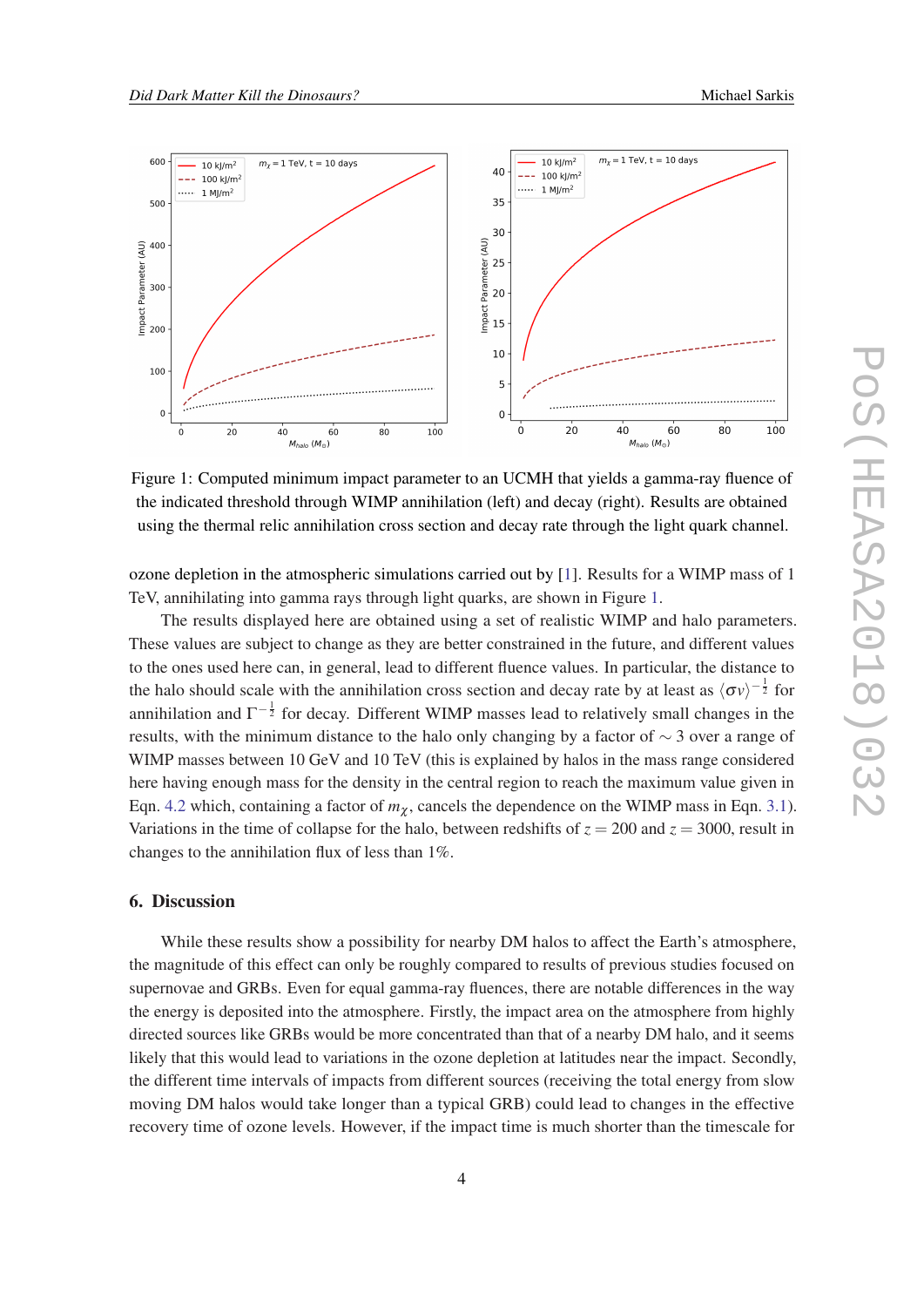Figure 1: Computed minimum impact parameter to an UCMH that yields a gamma-ray fluence of the indicated threshold through WIMP annihilation (left) and decay (right). Results are obtained using the thermal relic annihilation cross section and decay rate through the light quark channel.

ozone depletion in the atmospheric simulations carried out by [1]. Results for a WIMP mass of 1 TeV, annihilating into gamma rays through light quarks, are shown in Figure 1.

The results displayed here are obtained using a set of realistic WIMP and halo parameters. These values are subject to change as they are better constrained in the future, and different values to the ones used here can, in general, lead to different fluence values. In particular, the distance to the halo should scale with the annihilation cross section and decay rate by at least as $\langle\sigma v\rangle^{-\frac{1}{2}}$ for annihilation and $\Gamma^{-\frac{1}{2}}$ for decay. Different WIMP masses lead to relatively small changes in the results, with the minimum distance to the halo only changing by a factor of $\sim 3$ over a range of WIMP masses between 10 GeV and 10 TeV (this is explained by halos in the mass range considered here having enough mass for the density in the central region to reach the maximum value given in Eqn. 4.2 which, containing a factor of $m_\chi$, cancels the dependence on the WIMP mass in Eqn. 3.1). Variations in the time of collapse for the halo, between redshifts of $z = 200$ and $z = 3000$, result in changes to the annihilation flux of less than 1%.

## 6. Discussion

While these results show a possibility for nearby DM halos to affect the Earth's atmosphere, the magnitude of this effect can only be roughly compared to results of previous studies focused on supernovae and GRBs. Even for equal gamma-ray fluences, there are notable differences in the way the energy is deposited into the atmosphere. Firstly, the impact area on the atmosphere from highly directed sources like GRBs would be more concentrated than that of a nearby DM halo, and it seems likely that this would lead to variations in the ozone depletion at latitudes near the impact. Secondly, the different time intervals of impacts from different sources (receiving the total energy from slow moving DM halos would take longer than a typical GRB) could lead to changes in the effective recovery time of ozone levels. However, if the impact time is much shorter than the timescale for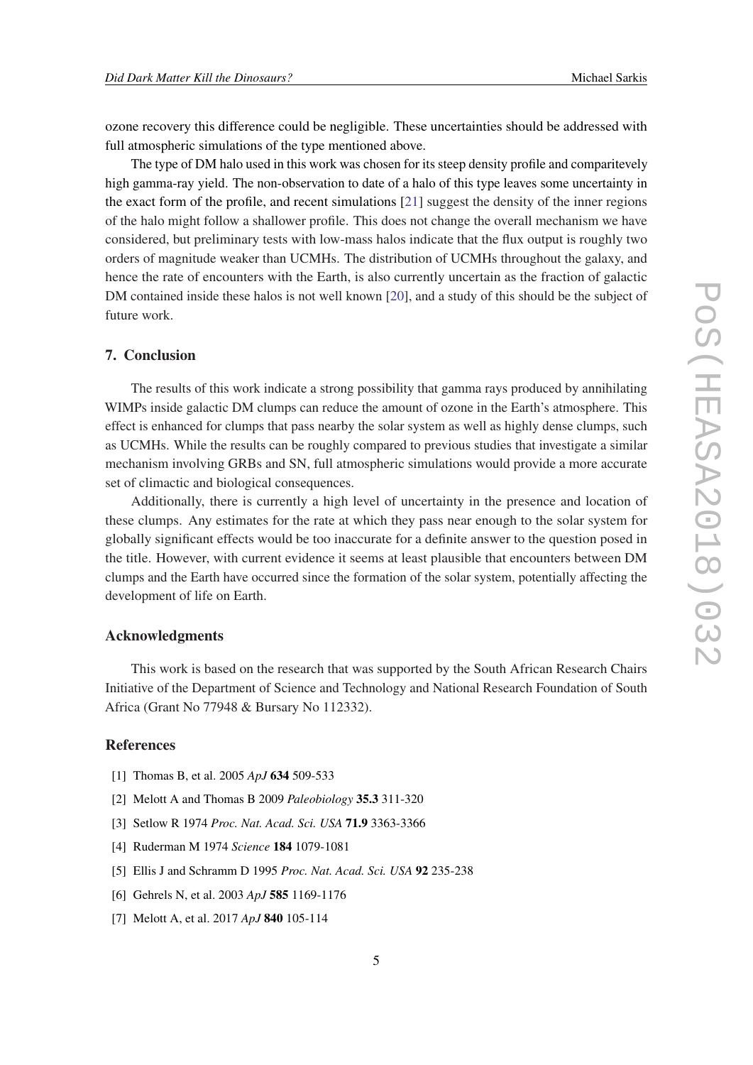ozone recovery this difference could be negligible. These uncertainties should be addressed with full atmospheric simulations of the type mentioned above.

The type of DM halo used in this work was chosen for its steep density profile and comparitevely high gamma-ray yield. The non-observation to date of a halo of this type leaves some uncertainty in the exact form of the profile, and recent simulations [21] suggest the density of the inner regions of the halo might follow a shallower profile. This does not change the overall mechanism we have considered, but preliminary tests with low-mass halos indicate that the flux output is roughly two orders of magnitude weaker than UCMHs. The distribution of UCMHs throughout the galaxy, and hence the rate of encounters with the Earth, is also currently uncertain as the fraction of galactic DM contained inside these halos is not well known [20], and a study of this should be the subject of future work.

## 7. Conclusion

The results of this work indicate a strong possibility that gamma rays produced by annihilating WIMPs inside galactic DM clumps can reduce the amount of ozone in the Earth's atmosphere. This effect is enhanced for clumps that pass nearby the solar system as well as highly dense clumps, such as UCMHs. While the results can be roughly compared to previous studies that investigate a similar mechanism involving GRBs and SN, full atmospheric simulations would provide a more accurate set of climactic and biological consequences.

Additionally, there is currently a high level of uncertainty in the presence and location of these clumps. Any estimates for the rate at which they pass near enough to the solar system for globally significant effects would be too inaccurate for a definite answer to the question posed in the title. However, with current evidence it seems at least plausible that encounters between DM clumps and the Earth have occurred since the formation of the solar system, potentially affecting the development of life on Earth.

## Acknowledgments

This work is based on the research that was supported by the South African Research Chairs Initiative of the Department of Science and Technology and National Research Foundation of South Africa (Grant No 77948 & Bursary No 112332).

## References

[1] Thomas B, et al. 2005 *ApJ* **634** 509-533

[2] Melott A and Thomas B 2009 *Paleobiology* **35.3** 311-320

[3] Setlow R 1974 *Proc. Nat. Acad. Sci. USA* **71.9** 3363-3366

[4] Ruderman M 1974 *Science* **184** 1079-1081

[5] Ellis J and Schramm D 1995 *Proc. Nat. Acad. Sci. USA* **92** 235-238

[6] Gehrels N, et al. 2003 *ApJ* **585** 1169-1176

[7] Melott A, et al. 2017 *ApJ* **840** 105-114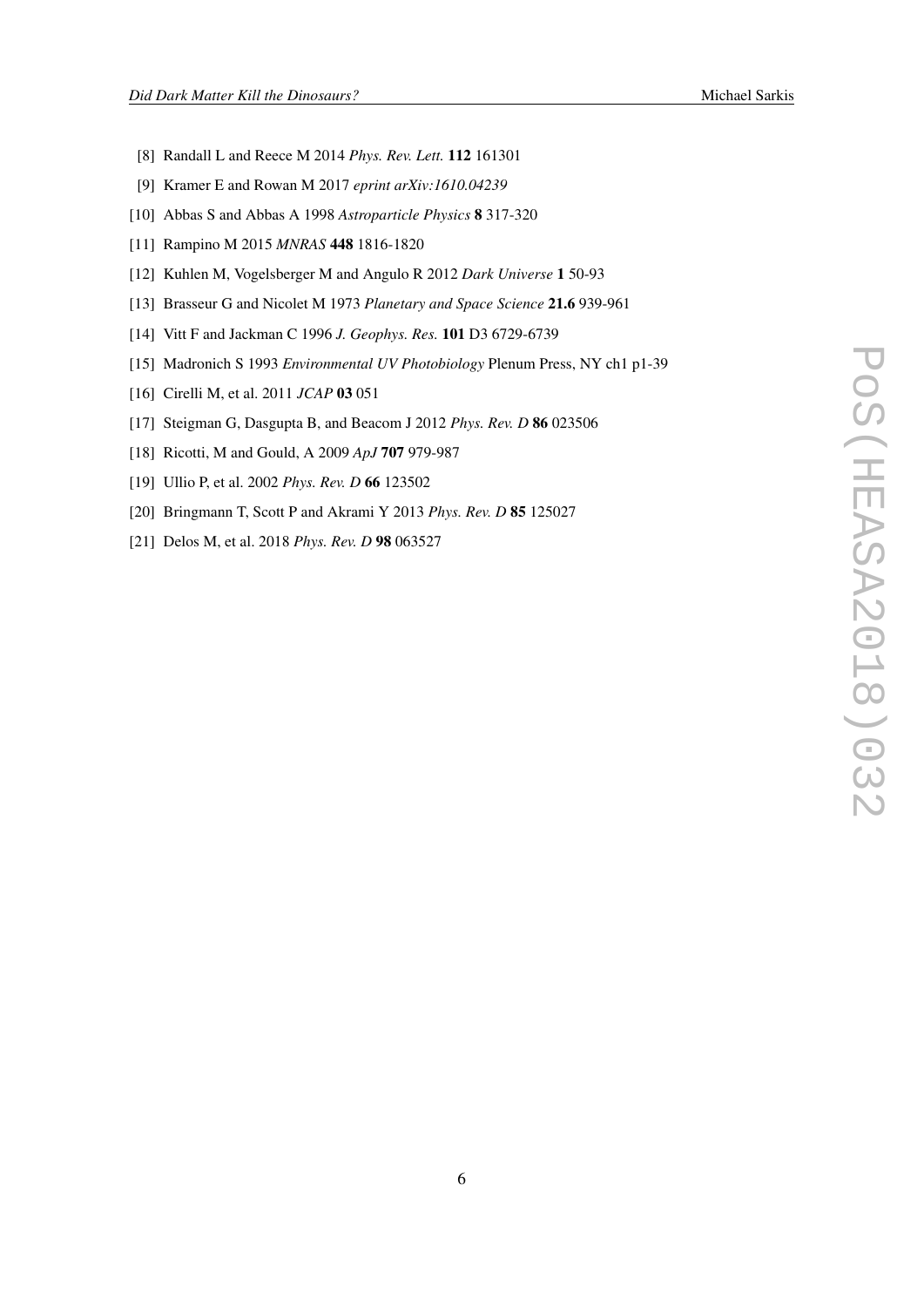[8] Randall L and Reece M 2014 *Phys. Rev. Lett.* **112** 161301

[9] Kramer E and Rowan M 2017 *eprint arXiv:1610.04239*

[10] Abbas S and Abbas A 1998 *Astroparticle Physics* **8** 317-320

[11] Rampino M 2015 *MNRAS* **448** 1816-1820

[12] Kuhlen M, Vogelsberger M and Angulo R 2012 *Dark Universe* **1** 50-93

[13] Brasseur G and Nicolet M 1973 *Planetary and Space Science* **21.6** 939-961

[14] Vitt F and Jackman C 1996 *J. Geophys. Res.* **101** D3 6729-6739

[15] Madronich S 1993 *Environmental UV Photobiology* Plenum Press, NY ch1 p1-39

[16] Cirelli M, et al. 2011 *JCAP* **03** 051

[17] Steigman G, Dasgupta B, and Beacom J 2012 *Phys. Rev. D* **86** 023506

[18] Ricotti, M and Gould, A 2009 *ApJ* **707** 979-987

[19] Ullio P, et al. 2002 *Phys. Rev. D* **66** 123502

[20] Bringmann T, Scott P and Akrami Y 2013 *Phys. Rev. D* **85** 125027

[21] Delos M, et al. 2018 *Phys. Rev. D* **98** 063527